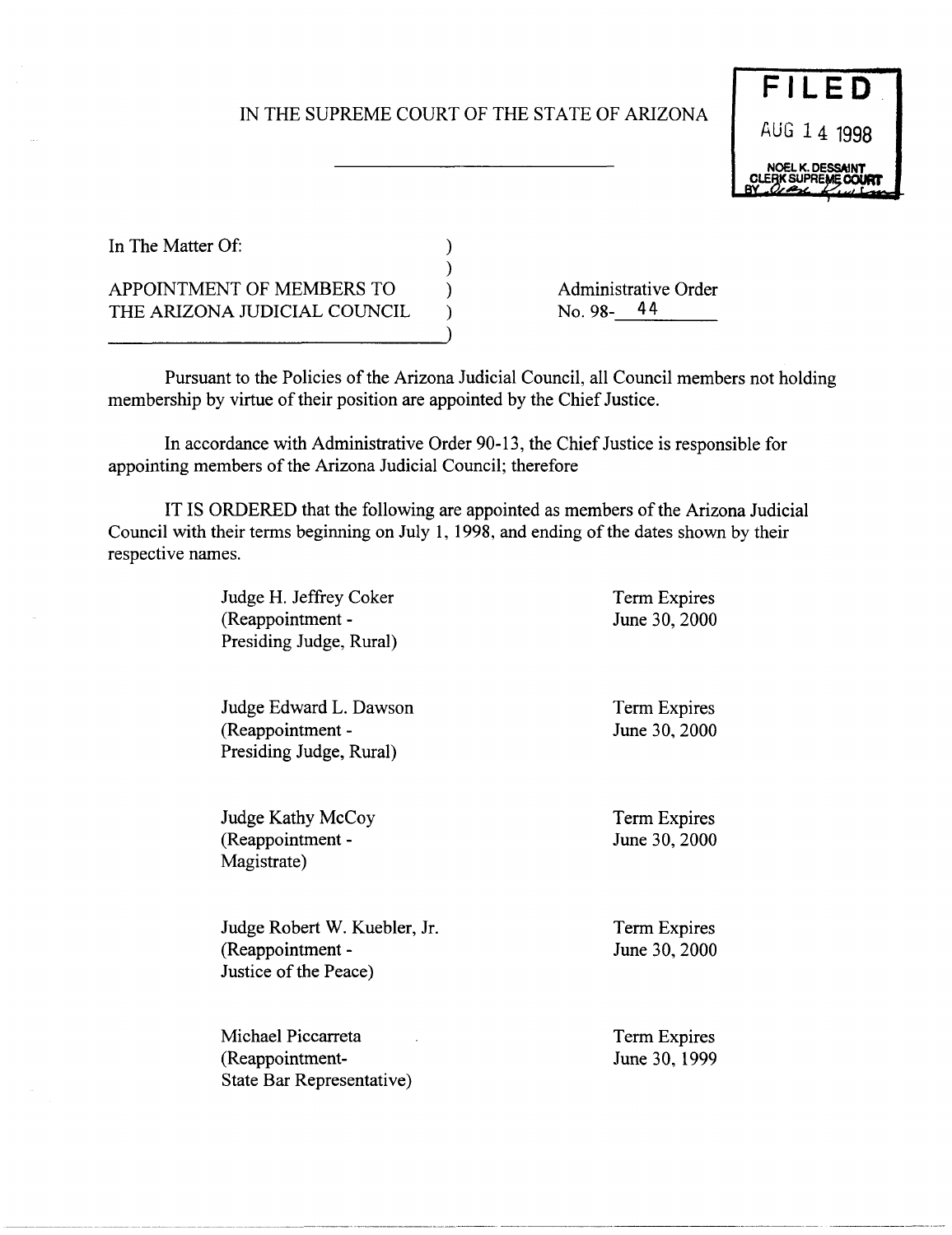IN THE SUPREME COURT OF THE STATE OF ARIZONA

**FILED**
AUG 14 1998
NOEL K. DESSAINT
CLERK SUPREME COURT
BY

In The Matter Of:

APPOINTMENT OF MEMBERS TO THE ARIZONA JUDICIAL COUNCIL

Administrative Order No. 98- 44

Pursuant to the Policies of the Arizona Judicial Council, all Council members not holding membership by virtue of their position are appointed by the Chief Justice.

In accordance with Administrative Order 90-13, the Chief Justice is responsible for appointing members of the Arizona Judicial Council; therefore

IT IS ORDERED that the following are appointed as members of the Arizona Judicial Council with their terms beginning on July 1, 1998, and ending of the dates shown by their respective names.

| | |
|---|---|
| Judge H. Jeffrey Coker (Reappointment - Presiding Judge, Rural) | Term Expires June 30, 2000 |
| Judge Edward L. Dawson (Reappointment - Presiding Judge, Rural) | Term Expires June 30, 2000 |
| Judge Kathy McCoy (Reappointment - Magistrate) | Term Expires June 30, 2000 |
| Judge Robert W. Kuebler, Jr. (Reappointment - Justice of the Peace) | Term Expires June 30, 2000 |
| Michael Piccarreta (Reappointment- State Bar Representative) | Term Expires June 30, 1999 |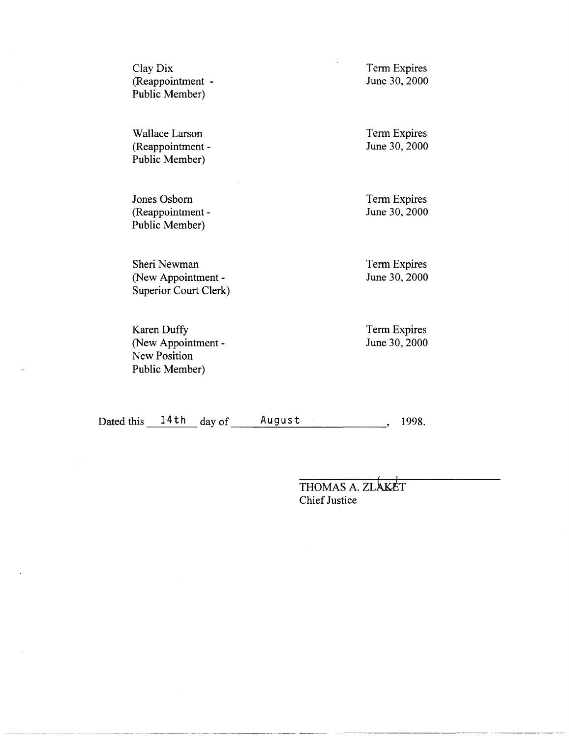Clay Dix
(Reappointment -
Public Member)

Term Expires
June 30, 2000

Wallace Larson
(Reappointment -
Public Member)

Term Expires
June 30, 2000

Jones Osborn
(Reappointment -
Public Member)

Term Expires
June 30, 2000

Sheri Newman
(New Appointment -
Superior Court Clerk)

Term Expires
June 30, 2000

Karen Duffy
(New Appointment -
New Position
Public Member)

Term Expires
June 30, 2000

Dated this 14th day of August, 1998.

THOMAS A. ZLAKET
Chief Justice